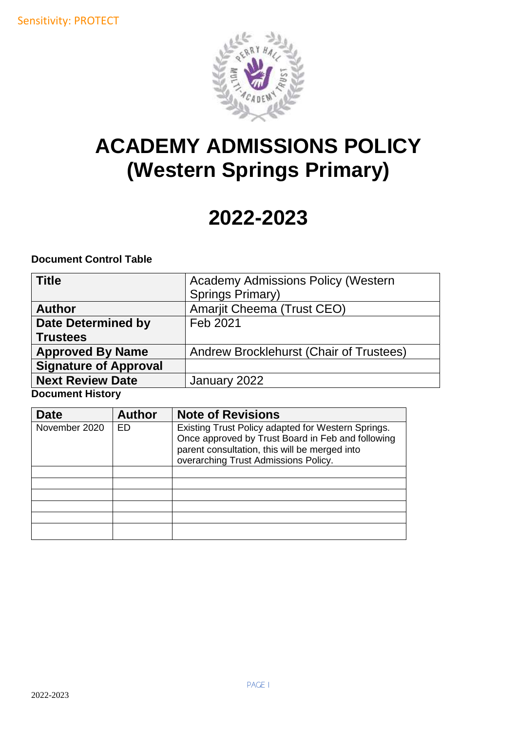Sensitivity: PROTECT

# ACADEMY ADMISSIONS POLICY (Western Springs Primary)

# 2022-2023

**Document Control Table**

| **Title** | Academy Admissions Policy (Western Springs Primary) |
|---|---|
| **Author** | Amarjit Cheema (Trust CEO) |
| **Date Determined by Trustees** | Feb 2021 |
| **Approved By Name** | Andrew Brocklehurst (Chair of Trustees) |
| **Signature of Approval** | |
| **Next Review Date** | January 2022 |

**Document History**

| Date | Author | Note of Revisions |
|---|---|---|
| November 2020 | ED | Existing Trust Policy adapted for Western Springs. Once approved by Trust Board in Feb and following parent consultation, this will be merged into overarching Trust Admissions Policy. |
| | | |
| | | |
| | | |
| | | |
| | | |
| | | |

2022-2023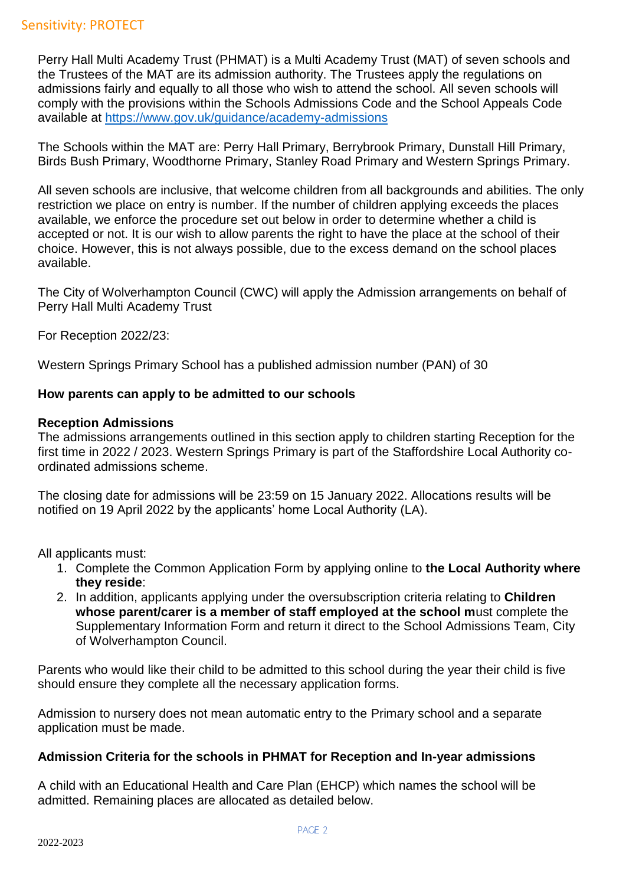Perry Hall Multi Academy Trust (PHMAT) is a Multi Academy Trust (MAT) of seven schools and the Trustees of the MAT are its admission authority. The Trustees apply the regulations on admissions fairly and equally to all those who wish to attend the school. All seven schools will comply with the provisions within the Schools Admissions Code and the School Appeals Code available at https://www.gov.uk/guidance/academy-admissions

The Schools within the MAT are: Perry Hall Primary, Berrybrook Primary, Dunstall Hill Primary, Birds Bush Primary, Woodthorne Primary, Stanley Road Primary and Western Springs Primary.

All seven schools are inclusive, that welcome children from all backgrounds and abilities. The only restriction we place on entry is number. If the number of children applying exceeds the places available, we enforce the procedure set out below in order to determine whether a child is accepted or not. It is our wish to allow parents the right to have the place at the school of their choice. However, this is not always possible, due to the excess demand on the school places available.

The City of Wolverhampton Council (CWC) will apply the Admission arrangements on behalf of Perry Hall Multi Academy Trust

For Reception 2022/23:

Western Springs Primary School has a published admission number (PAN) of 30

**How parents can apply to be admitted to our schools**

**Reception Admissions**

The admissions arrangements outlined in this section apply to children starting Reception for the first time in 2022 / 2023. Western Springs Primary is part of the Staffordshire Local Authority co-ordinated admissions scheme.

The closing date for admissions will be 23:59 on 15 January 2022. Allocations results will be notified on 19 April 2022 by the applicants' home Local Authority (LA).

All applicants must:

1. Complete the Common Application Form by applying online to **the Local Authority where they reside**:
2. In addition, applicants applying under the oversubscription criteria relating to **Children whose parent/carer is a member of staff employed at the school m**ust complete the Supplementary Information Form and return it direct to the School Admissions Team, City of Wolverhampton Council.

Parents who would like their child to be admitted to this school during the year their child is five should ensure they complete all the necessary application forms.

Admission to nursery does not mean automatic entry to the Primary school and a separate application must be made.

**Admission Criteria for the schools in PHMAT for Reception and In-year admissions**

A child with an Educational Health and Care Plan (EHCP) which names the school will be admitted. Remaining places are allocated as detailed below.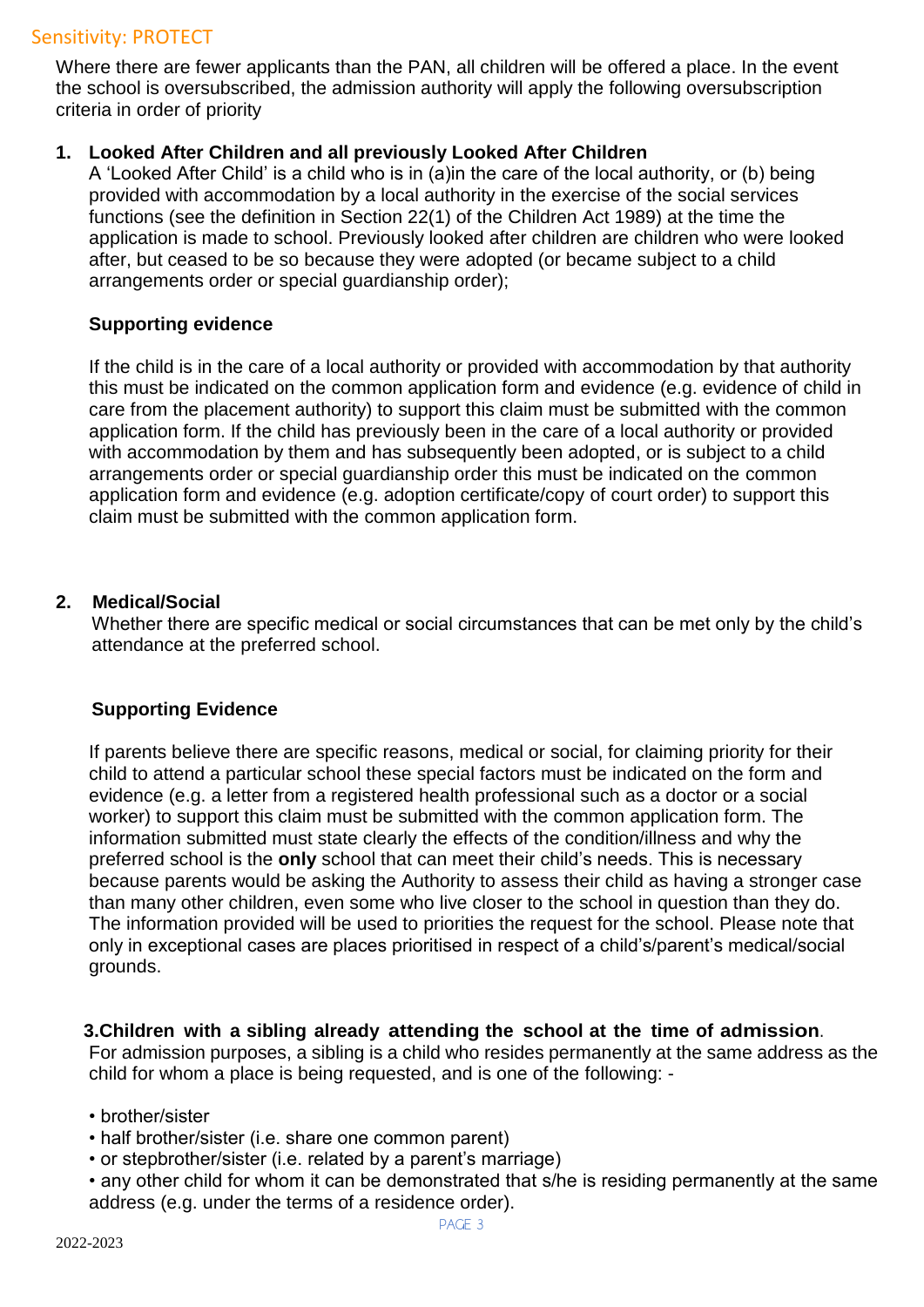Where there are fewer applicants than the PAN, all children will be offered a place. In the event the school is oversubscribed, the admission authority will apply the following oversubscription criteria in order of priority

1. **Looked After Children and all previously Looked After Children**
   A 'Looked After Child' is a child who is in (a)in the care of the local authority, or (b) being provided with accommodation by a local authority in the exercise of the social services functions (see the definition in Section 22(1) of the Children Act 1989) at the time the application is made to school. Previously looked after children are children who were looked after, but ceased to be so because they were adopted (or became subject to a child arrangements order or special guardianship order);

   **Supporting evidence**

   If the child is in the care of a local authority or provided with accommodation by that authority this must be indicated on the common application form and evidence (e.g. evidence of child in care from the placement authority) to support this claim must be submitted with the common application form. If the child has previously been in the care of a local authority or provided with accommodation by them and has subsequently been adopted, or is subject to a child arrangements order or special guardianship order this must be indicated on the common application form and evidence (e.g. adoption certificate/copy of court order) to support this claim must be submitted with the common application form.

2. **Medical/Social**
   Whether there are specific medical or social circumstances that can be met only by the child's attendance at the preferred school.

   **Supporting Evidence**

   If parents believe there are specific reasons, medical or social, for claiming priority for their child to attend a particular school these special factors must be indicated on the form and evidence (e.g. a letter from a registered health professional such as a doctor or a social worker) to support this claim must be submitted with the common application form. The information submitted must state clearly the effects of the condition/illness and why the preferred school is the **only** school that can meet their child's needs. This is necessary because parents would be asking the Authority to assess their child as having a stronger case than many other children, even some who live closer to the school in question than they do. The information provided will be used to priorities the request for the school. Please note that only in exceptional cases are places prioritised in respect of a child's/parent's medical/social grounds.

3. **Children with a sibling already attending the school at the time of admission**.
   For admission purposes, a sibling is a child who resides permanently at the same address as the child for whom a place is being requested, and is one of the following: -

   - brother/sister
   - half brother/sister (i.e. share one common parent)
   - or stepbrother/sister (i.e. related by a parent's marriage)
   - any other child for whom it can be demonstrated that s/he is residing permanently at the same address (e.g. under the terms of a residence order).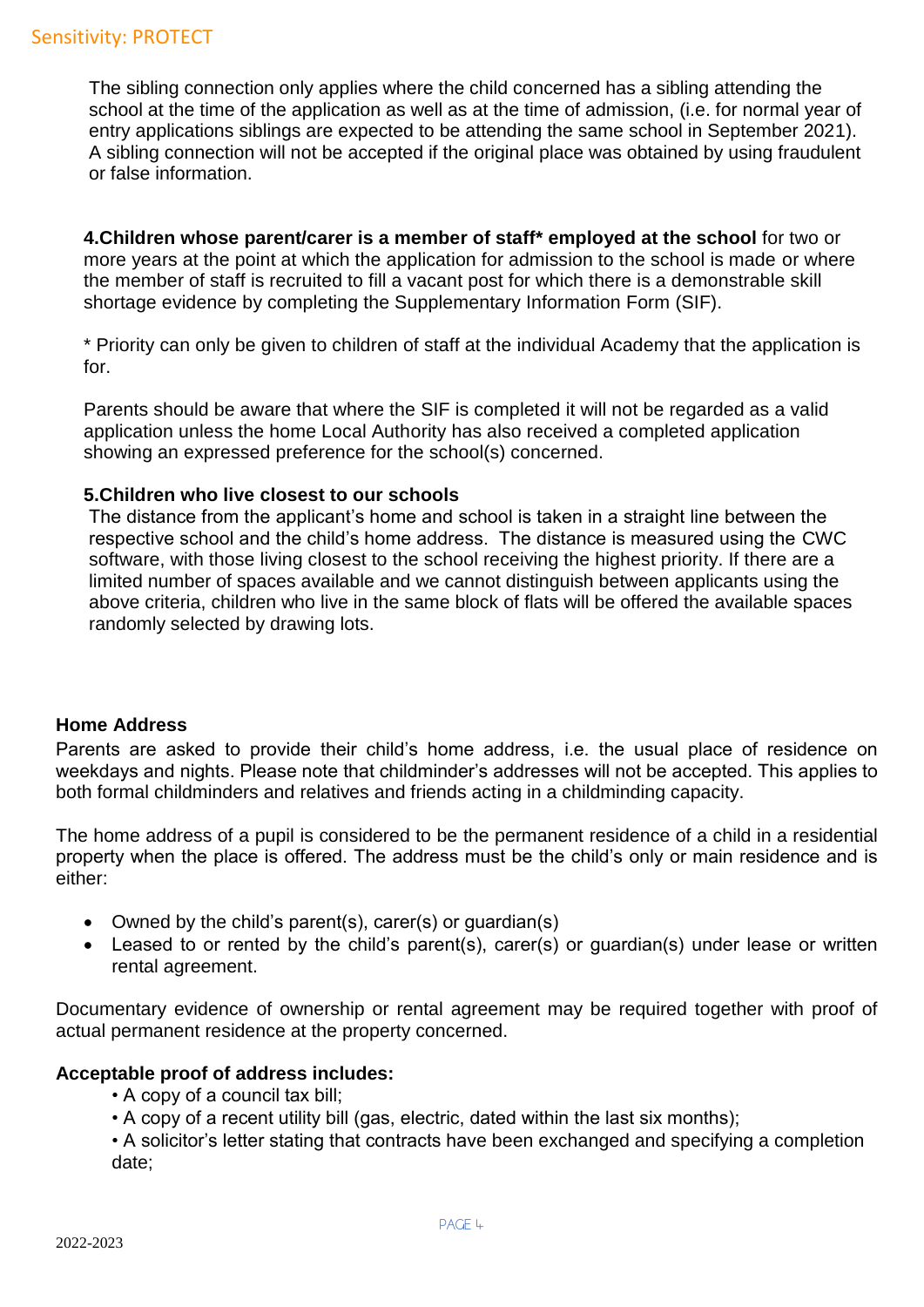The sibling connection only applies where the child concerned has a sibling attending the school at the time of the application as well as at the time of admission, (i.e. for normal year of entry applications siblings are expected to be attending the same school in September 2021). A sibling connection will not be accepted if the original place was obtained by using fraudulent or false information.

**4.Children whose parent/carer is a member of staff* employed at the school** for two or more years at the point at which the application for admission to the school is made or where the member of staff is recruited to fill a vacant post for which there is a demonstrable skill shortage evidence by completing the Supplementary Information Form (SIF).

* Priority can only be given to children of staff at the individual Academy that the application is for.

Parents should be aware that where the SIF is completed it will not be regarded as a valid application unless the home Local Authority has also received a completed application showing an expressed preference for the school(s) concerned.

**5.Children who live closest to our schools**

The distance from the applicant's home and school is taken in a straight line between the respective school and the child's home address. The distance is measured using the CWC software, with those living closest to the school receiving the highest priority. If there are a limited number of spaces available and we cannot distinguish between applicants using the above criteria, children who live in the same block of flats will be offered the available spaces randomly selected by drawing lots.

**Home Address**

Parents are asked to provide their child's home address, i.e. the usual place of residence on weekdays and nights. Please note that childminder's addresses will not be accepted. This applies to both formal childminders and relatives and friends acting in a childminding capacity.

The home address of a pupil is considered to be the permanent residence of a child in a residential property when the place is offered. The address must be the child's only or main residence and is either:

- Owned by the child's parent(s), carer(s) or guardian(s)
- Leased to or rented by the child's parent(s), carer(s) or guardian(s) under lease or written rental agreement.

Documentary evidence of ownership or rental agreement may be required together with proof of actual permanent residence at the property concerned.

**Acceptable proof of address includes:**

- A copy of a council tax bill;
- A copy of a recent utility bill (gas, electric, dated within the last six months);
- A solicitor's letter stating that contracts have been exchanged and specifying a completion date;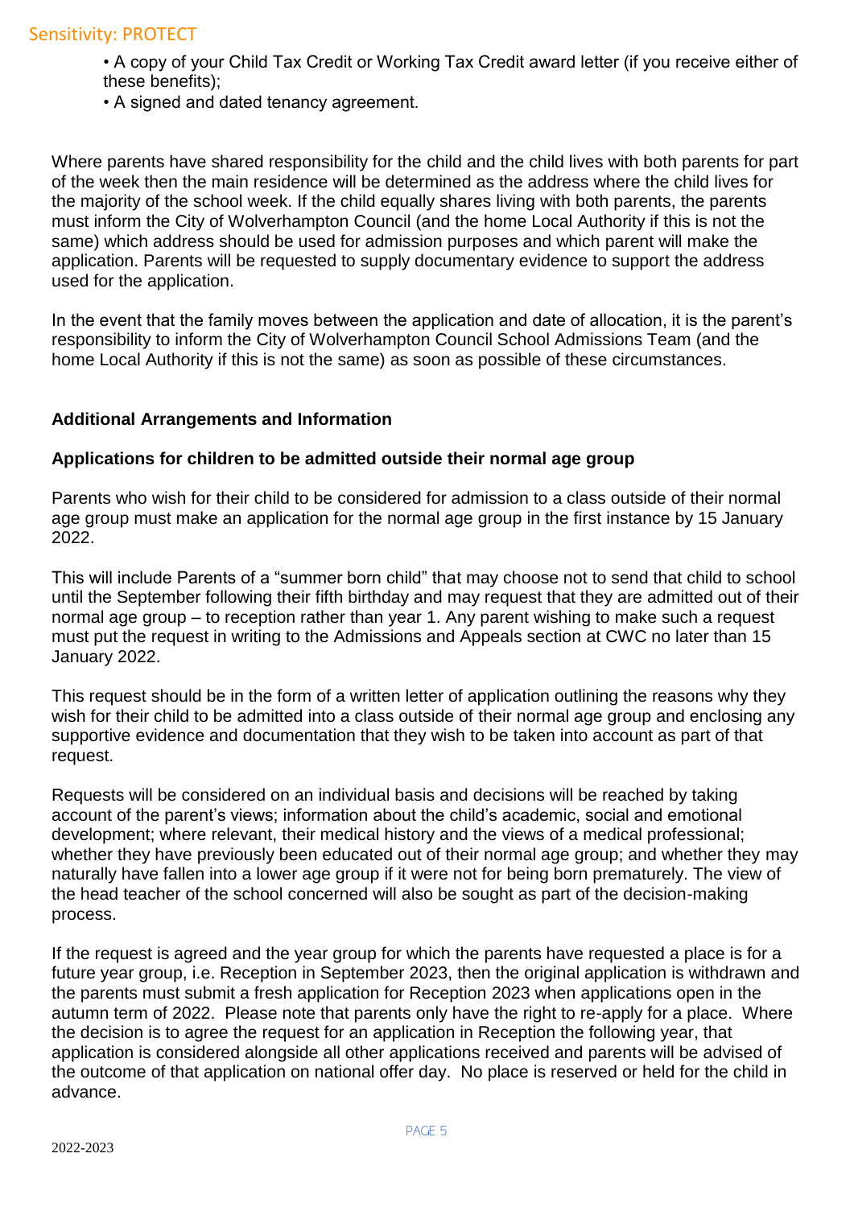- A copy of your Child Tax Credit or Working Tax Credit award letter (if you receive either of these benefits);
- A signed and dated tenancy agreement.

Where parents have shared responsibility for the child and the child lives with both parents for part of the week then the main residence will be determined as the address where the child lives for the majority of the school week. If the child equally shares living with both parents, the parents must inform the City of Wolverhampton Council (and the home Local Authority if this is not the same) which address should be used for admission purposes and which parent will make the application. Parents will be requested to supply documentary evidence to support the address used for the application.

In the event that the family moves between the application and date of allocation, it is the parent's responsibility to inform the City of Wolverhampton Council School Admissions Team (and the home Local Authority if this is not the same) as soon as possible of these circumstances.

**Additional Arrangements and Information**

**Applications for children to be admitted outside their normal age group**

Parents who wish for their child to be considered for admission to a class outside of their normal age group must make an application for the normal age group in the first instance by 15 January 2022.

This will include Parents of a "summer born child" that may choose not to send that child to school until the September following their fifth birthday and may request that they are admitted out of their normal age group – to reception rather than year 1. Any parent wishing to make such a request must put the request in writing to the Admissions and Appeals section at CWC no later than 15 January 2022.

This request should be in the form of a written letter of application outlining the reasons why they wish for their child to be admitted into a class outside of their normal age group and enclosing any supportive evidence and documentation that they wish to be taken into account as part of that request.

Requests will be considered on an individual basis and decisions will be reached by taking account of the parent's views; information about the child's academic, social and emotional development; where relevant, their medical history and the views of a medical professional; whether they have previously been educated out of their normal age group; and whether they may naturally have fallen into a lower age group if it were not for being born prematurely. The view of the head teacher of the school concerned will also be sought as part of the decision-making process.

If the request is agreed and the year group for which the parents have requested a place is for a future year group, i.e. Reception in September 2023, then the original application is withdrawn and the parents must submit a fresh application for Reception 2023 when applications open in the autumn term of 2022. Please note that parents only have the right to re-apply for a place. Where the decision is to agree the request for an application in Reception the following year, that application is considered alongside all other applications received and parents will be advised of the outcome of that application on national offer day. No place is reserved or held for the child in advance.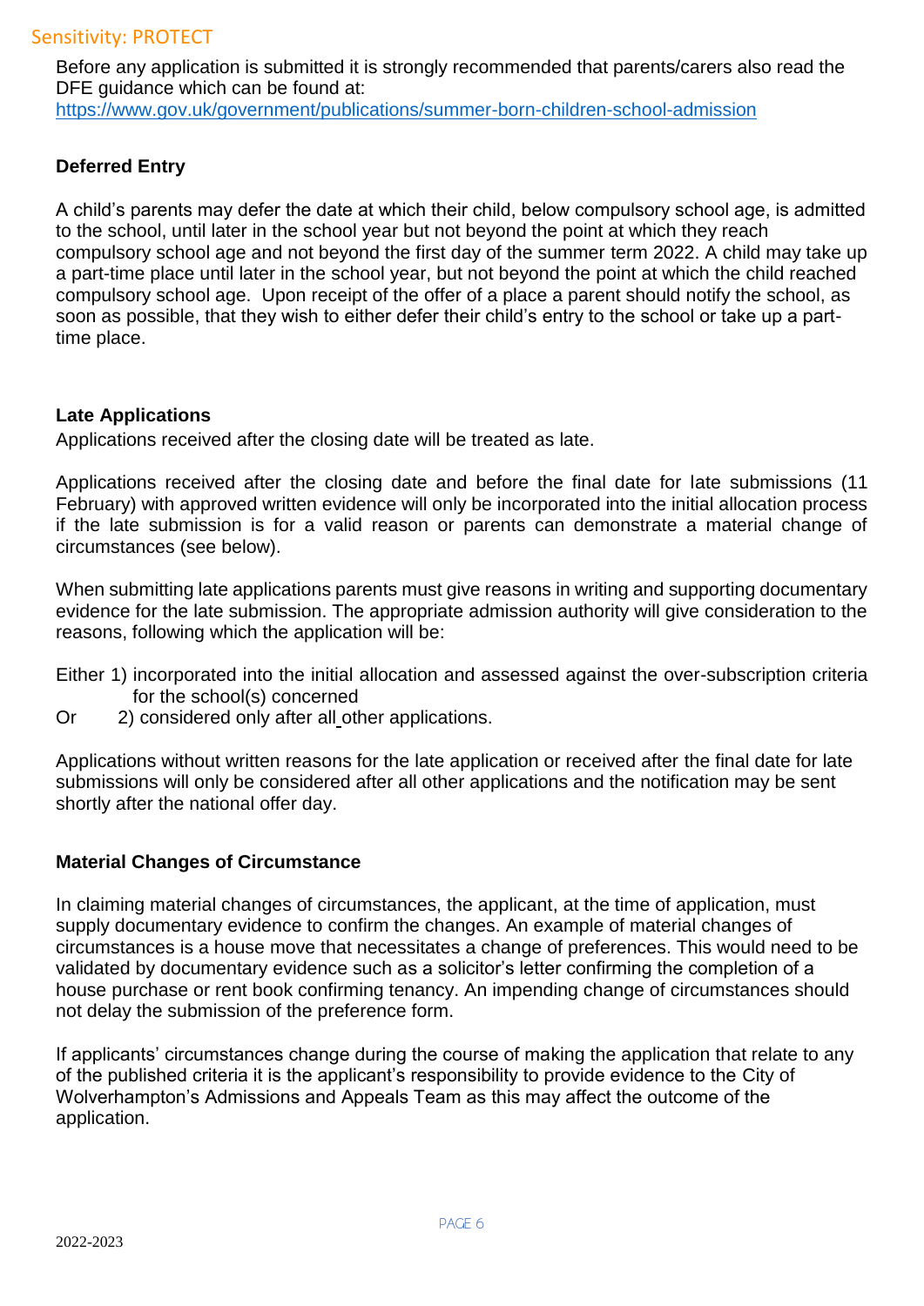Before any application is submitted it is strongly recommended that parents/carers also read the DFE guidance which can be found at:
https://www.gov.uk/government/publications/summer-born-children-school-admission

**Deferred Entry**

A child's parents may defer the date at which their child, below compulsory school age, is admitted to the school, until later in the school year but not beyond the point at which they reach compulsory school age and not beyond the first day of the summer term 2022. A child may take up a part-time place until later in the school year, but not beyond the point at which the child reached compulsory school age. Upon receipt of the offer of a place a parent should notify the school, as soon as possible, that they wish to either defer their child's entry to the school or take up a part-time place.

**Late Applications**

Applications received after the closing date will be treated as late.

Applications received after the closing date and before the final date for late submissions (11 February) with approved written evidence will only be incorporated into the initial allocation process if the late submission is for a valid reason or parents can demonstrate a material change of circumstances (see below).

When submitting late applications parents must give reasons in writing and supporting documentary evidence for the late submission. The appropriate admission authority will give consideration to the reasons, following which the application will be:

Either 1) incorporated into the initial allocation and assessed against the over-subscription criteria for the school(s) concerned
Or 2) considered only after all other applications.

Applications without written reasons for the late application or received after the final date for late submissions will only be considered after all other applications and the notification may be sent shortly after the national offer day.

**Material Changes of Circumstance**

In claiming material changes of circumstances, the applicant, at the time of application, must supply documentary evidence to confirm the changes. An example of material changes of circumstances is a house move that necessitates a change of preferences. This would need to be validated by documentary evidence such as a solicitor's letter confirming the completion of a house purchase or rent book confirming tenancy. An impending change of circumstances should not delay the submission of the preference form.

If applicants' circumstances change during the course of making the application that relate to any of the published criteria it is the applicant's responsibility to provide evidence to the City of Wolverhampton's Admissions and Appeals Team as this may affect the outcome of the application.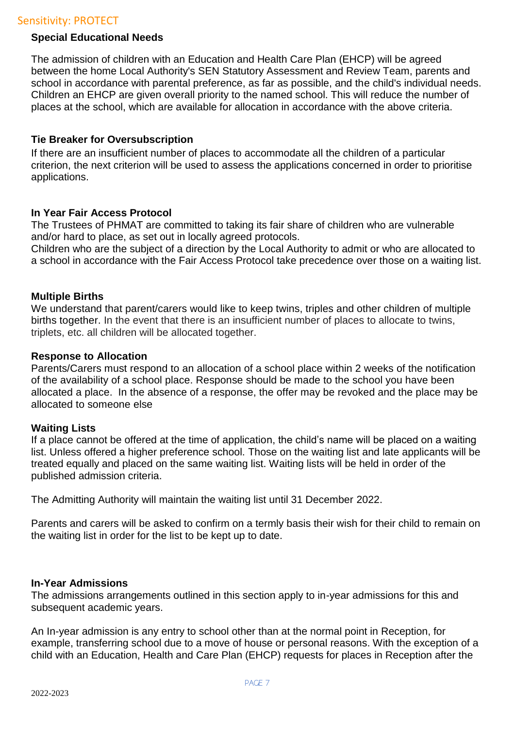### Special Educational Needs

The admission of children with an Education and Health Care Plan (EHCP) will be agreed between the home Local Authority's SEN Statutory Assessment and Review Team, parents and school in accordance with parental preference, as far as possible, and the child's individual needs. Children an EHCP are given overall priority to the named school. This will reduce the number of places at the school, which are available for allocation in accordance with the above criteria.

### Tie Breaker for Oversubscription

If there are an insufficient number of places to accommodate all the children of a particular criterion, the next criterion will be used to assess the applications concerned in order to prioritise applications.

### In Year Fair Access Protocol

The Trustees of PHMAT are committed to taking its fair share of children who are vulnerable and/or hard to place, as set out in locally agreed protocols.
Children who are the subject of a direction by the Local Authority to admit or who are allocated to a school in accordance with the Fair Access Protocol take precedence over those on a waiting list.

### Multiple Births

We understand that parent/carers would like to keep twins, triples and other children of multiple births together. In the event that there is an insufficient number of places to allocate to twins, triplets, etc. all children will be allocated together.

### Response to Allocation

Parents/Carers must respond to an allocation of a school place within 2 weeks of the notification of the availability of a school place. Response should be made to the school you have been allocated a place. In the absence of a response, the offer may be revoked and the place may be allocated to someone else

### Waiting Lists

If a place cannot be offered at the time of application, the child's name will be placed on a waiting list. Unless offered a higher preference school. Those on the waiting list and late applicants will be treated equally and placed on the same waiting list. Waiting lists will be held in order of the published admission criteria.

The Admitting Authority will maintain the waiting list until 31 December 2022.

Parents and carers will be asked to confirm on a termly basis their wish for their child to remain on the waiting list in order for the list to be kept up to date.

### In-Year Admissions

The admissions arrangements outlined in this section apply to in-year admissions for this and subsequent academic years.

An In-year admission is any entry to school other than at the normal point in Reception, for example, transferring school due to a move of house or personal reasons. With the exception of a child with an Education, Health and Care Plan (EHCP) requests for places in Reception after the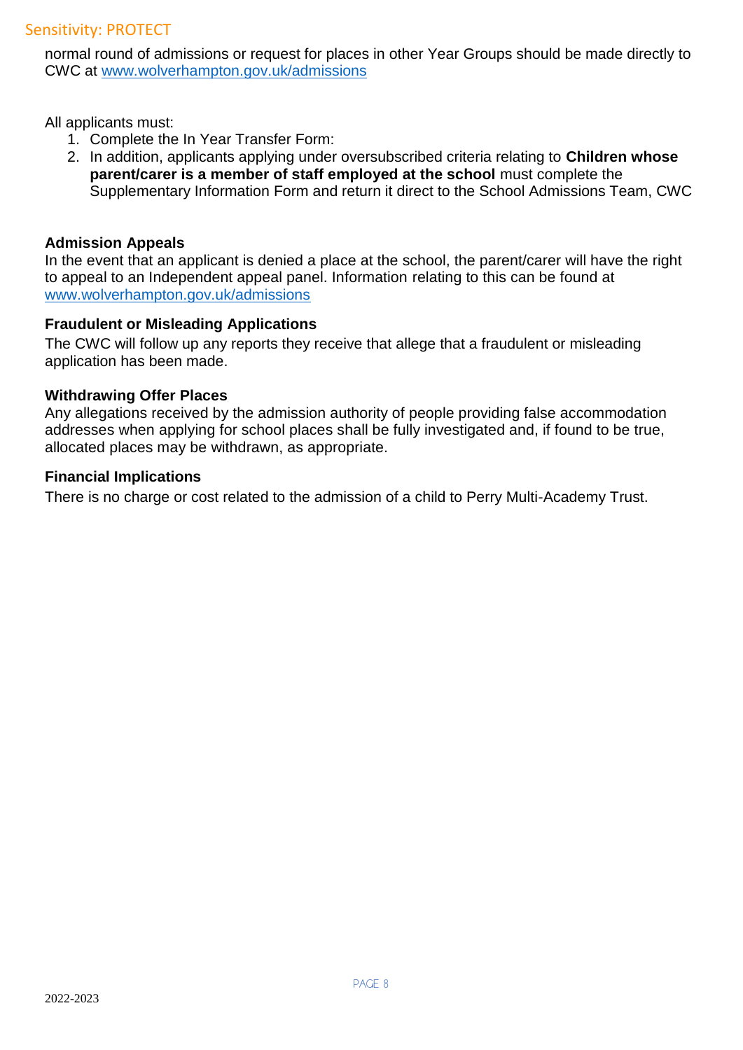normal round of admissions or request for places in other Year Groups should be made directly to CWC at www.wolverhampton.gov.uk/admissions

All applicants must:

1. Complete the In Year Transfer Form:
2. In addition, applicants applying under oversubscribed criteria relating to **Children whose parent/carer is a member of staff employed at the school** must complete the Supplementary Information Form and return it direct to the School Admissions Team, CWC

**Admission Appeals**

In the event that an applicant is denied a place at the school, the parent/carer will have the right to appeal to an Independent appeal panel. Information relating to this can be found at www.wolverhampton.gov.uk/admissions

**Fraudulent or Misleading Applications**

The CWC will follow up any reports they receive that allege that a fraudulent or misleading application has been made.

**Withdrawing Offer Places**

Any allegations received by the admission authority of people providing false accommodation addresses when applying for school places shall be fully investigated and, if found to be true, allocated places may be withdrawn, as appropriate.

**Financial Implications**

There is no charge or cost related to the admission of a child to Perry Multi-Academy Trust.